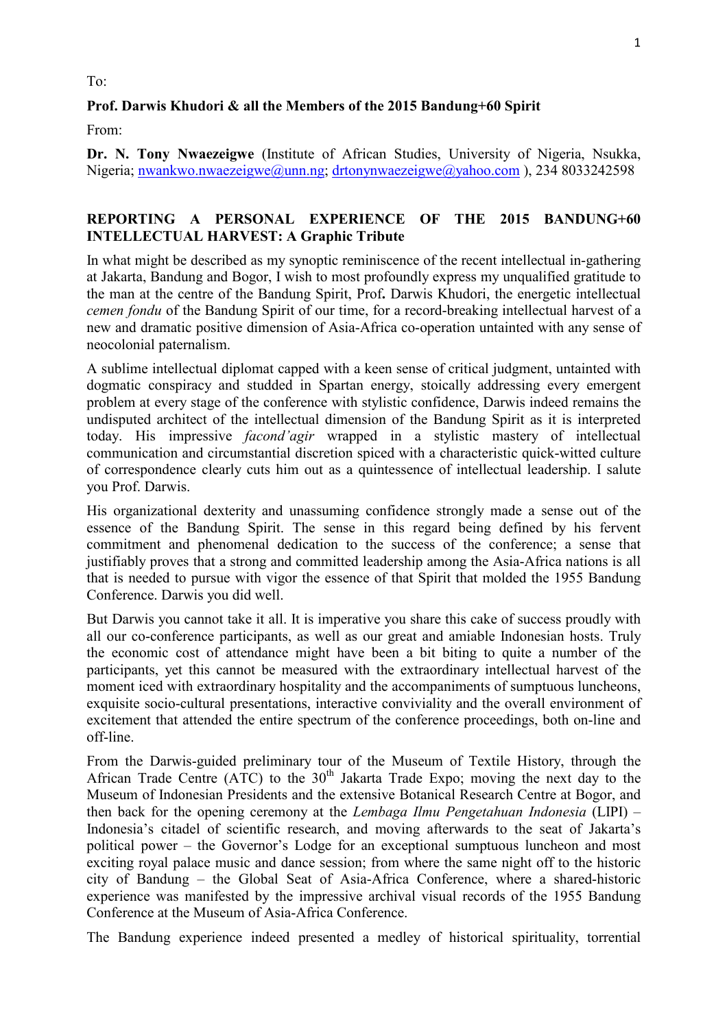To:

**Prof. Darwis Khudori & all the Members of the 2015 Bandung+60 Spirit**

From:

**Dr. N. Tony Nwaezeigwe** (Institute of African Studies, University of Nigeria, Nsukka, Nigeria; nwankwo.nwaezeigwe@unn.ng; drtonynwaezeigwe@yahoo.com ), 234 8033242598

## REPORTING A PERSONAL EXPERIENCE OF THE 2015 BANDUNG+60 INTELLECTUAL HARVEST: A Graphic Tribute

In what might be described as my synoptic reminiscence of the recent intellectual in-gathering at Jakarta, Bandung and Bogor, I wish to most profoundly express my unqualified gratitude to the man at the centre of the Bandung Spirit, Prof**.** Darwis Khudori, the energetic intellectual *cemen fondu* of the Bandung Spirit of our time, for a record-breaking intellectual harvest of a new and dramatic positive dimension of Asia-Africa co-operation untainted with any sense of neocolonial paternalism.

A sublime intellectual diplomat capped with a keen sense of critical judgment, untainted with dogmatic conspiracy and studded in Spartan energy, stoically addressing every emergent problem at every stage of the conference with stylistic confidence, Darwis indeed remains the undisputed architect of the intellectual dimension of the Bandung Spirit as it is interpreted today. His impressive *facond'agir* wrapped in a stylistic mastery of intellectual communication and circumstantial discretion spiced with a characteristic quick-witted culture of correspondence clearly cuts him out as a quintessence of intellectual leadership. I salute you Prof. Darwis.

His organizational dexterity and unassuming confidence strongly made a sense out of the essence of the Bandung Spirit. The sense in this regard being defined by his fervent commitment and phenomenal dedication to the success of the conference; a sense that justifiably proves that a strong and committed leadership among the Asia-Africa nations is all that is needed to pursue with vigor the essence of that Spirit that molded the 1955 Bandung Conference. Darwis you did well.

But Darwis you cannot take it all. It is imperative you share this cake of success proudly with all our co-conference participants, as well as our great and amiable Indonesian hosts. Truly the economic cost of attendance might have been a bit biting to quite a number of the participants, yet this cannot be measured with the extraordinary intellectual harvest of the moment iced with extraordinary hospitality and the accompaniments of sumptuous luncheons, exquisite socio-cultural presentations, interactive conviviality and the overall environment of excitement that attended the entire spectrum of the conference proceedings, both on-line and off-line.

From the Darwis-guided preliminary tour of the Museum of Textile History, through the African Trade Centre (ATC) to the 30th Jakarta Trade Expo; moving the next day to the Museum of Indonesian Presidents and the extensive Botanical Research Centre at Bogor, and then back for the opening ceremony at the *Lembaga Ilmu Pengetahuan Indonesia* (LIPI) – Indonesia's citadel of scientific research, and moving afterwards to the seat of Jakarta's political power – the Governor's Lodge for an exceptional sumptuous luncheon and most exciting royal palace music and dance session; from where the same night off to the historic city of Bandung – the Global Seat of Asia-Africa Conference, where a shared-historic experience was manifested by the impressive archival visual records of the 1955 Bandung Conference at the Museum of Asia-Africa Conference.

The Bandung experience indeed presented a medley of historical spirituality, torrential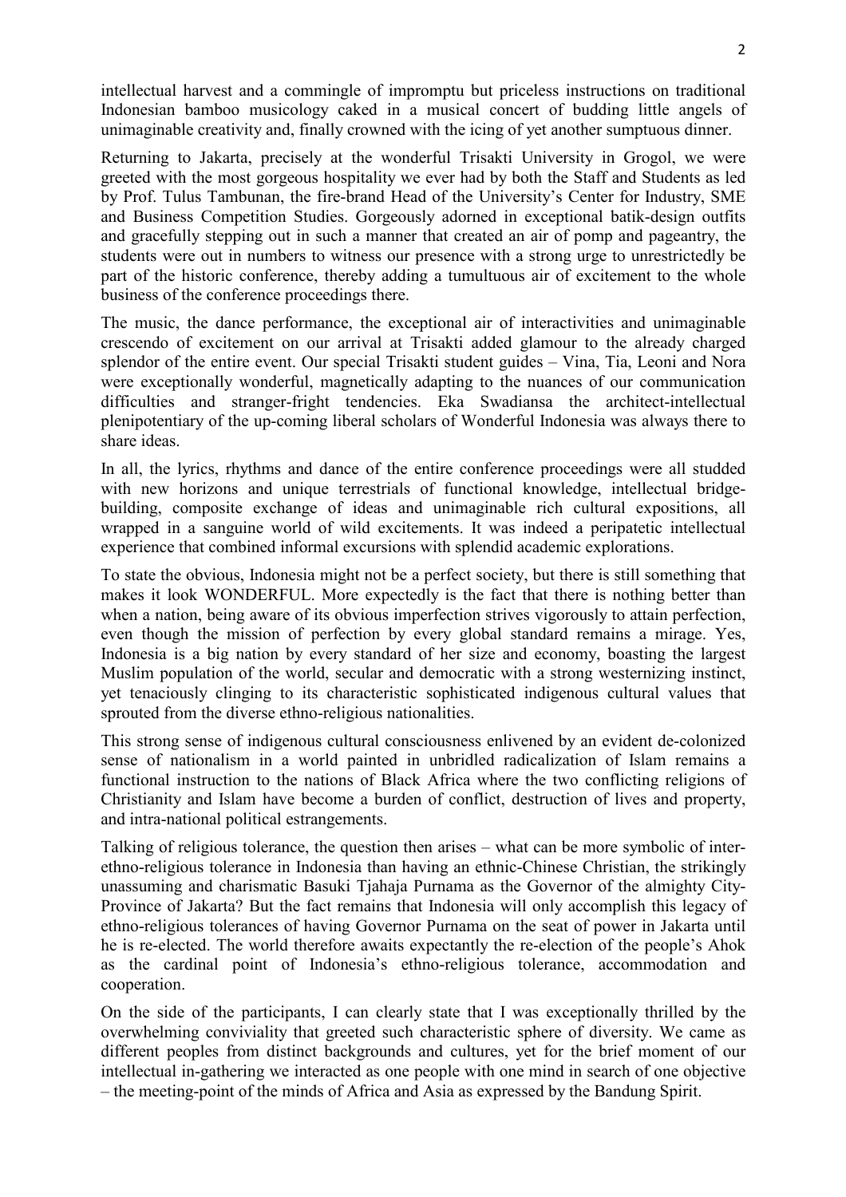intellectual harvest and a commingle of impromptu but priceless instructions on traditional Indonesian bamboo musicology caked in a musical concert of budding little angels of unimaginable creativity and, finally crowned with the icing of yet another sumptuous dinner.

Returning to Jakarta, precisely at the wonderful Trisakti University in Grogol, we were greeted with the most gorgeous hospitality we ever had by both the Staff and Students as led by Prof. Tulus Tambunan, the fire-brand Head of the University's Center for Industry, SME and Business Competition Studies. Gorgeously adorned in exceptional batik-design outfits and gracefully stepping out in such a manner that created an air of pomp and pageantry, the students were out in numbers to witness our presence with a strong urge to unrestrictedly be part of the historic conference, thereby adding a tumultuous air of excitement to the whole business of the conference proceedings there.

The music, the dance performance, the exceptional air of interactivities and unimaginable crescendo of excitement on our arrival at Trisakti added glamour to the already charged splendor of the entire event. Our special Trisakti student guides – Vina, Tia, Leoni and Nora were exceptionally wonderful, magnetically adapting to the nuances of our communication difficulties and stranger-fright tendencies. Eka Swadiansa the architect-intellectual plenipotentiary of the up-coming liberal scholars of Wonderful Indonesia was always there to share ideas.

In all, the lyrics, rhythms and dance of the entire conference proceedings were all studded with new horizons and unique terrestrials of functional knowledge, intellectual bridge-building, composite exchange of ideas and unimaginable rich cultural expositions, all wrapped in a sanguine world of wild excitements. It was indeed a peripatetic intellectual experience that combined informal excursions with splendid academic explorations.

To state the obvious, Indonesia might not be a perfect society, but there is still something that makes it look WONDERFUL. More expectedly is the fact that there is nothing better than when a nation, being aware of its obvious imperfection strives vigorously to attain perfection, even though the mission of perfection by every global standard remains a mirage. Yes, Indonesia is a big nation by every standard of her size and economy, boasting the largest Muslim population of the world, secular and democratic with a strong westernizing instinct, yet tenaciously clinging to its characteristic sophisticated indigenous cultural values that sprouted from the diverse ethno-religious nationalities.

This strong sense of indigenous cultural consciousness enlivened by an evident de-colonized sense of nationalism in a world painted in unbridled radicalization of Islam remains a functional instruction to the nations of Black Africa where the two conflicting religions of Christianity and Islam have become a burden of conflict, destruction of lives and property, and intra-national political estrangements.

Talking of religious tolerance, the question then arises – what can be more symbolic of inter-ethno-religious tolerance in Indonesia than having an ethnic-Chinese Christian, the strikingly unassuming and charismatic Basuki Tjahaja Purnama as the Governor of the almighty City-Province of Jakarta? But the fact remains that Indonesia will only accomplish this legacy of ethno-religious tolerances of having Governor Purnama on the seat of power in Jakarta until he is re-elected. The world therefore awaits expectantly the re-election of the people's Ahok as the cardinal point of Indonesia's ethno-religious tolerance, accommodation and cooperation.

On the side of the participants, I can clearly state that I was exceptionally thrilled by the overwhelming conviviality that greeted such characteristic sphere of diversity. We came as different peoples from distinct backgrounds and cultures, yet for the brief moment of our intellectual in-gathering we interacted as one people with one mind in search of one objective – the meeting-point of the minds of Africa and Asia as expressed by the Bandung Spirit.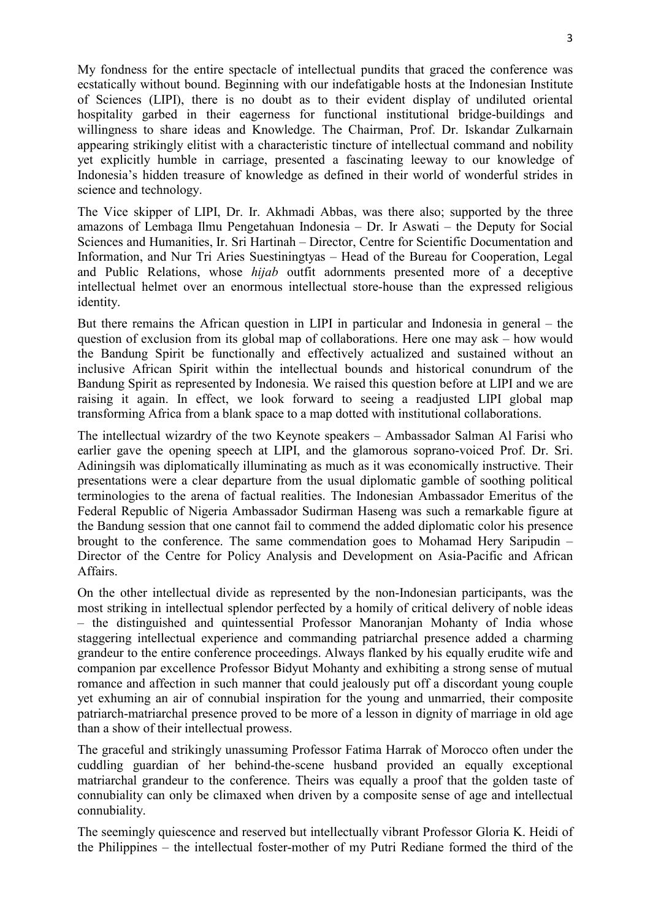My fondness for the entire spectacle of intellectual pundits that graced the conference was ecstatically without bound. Beginning with our indefatigable hosts at the Indonesian Institute of Sciences (LIPI), there is no doubt as to their evident display of undiluted oriental hospitality garbed in their eagerness for functional institutional bridge-buildings and willingness to share ideas and Knowledge. The Chairman, Prof. Dr. Iskandar Zulkarnain appearing strikingly elitist with a characteristic tincture of intellectual command and nobility yet explicitly humble in carriage, presented a fascinating leeway to our knowledge of Indonesia's hidden treasure of knowledge as defined in their world of wonderful strides in science and technology.

The Vice skipper of LIPI, Dr. Ir. Akhmadi Abbas, was there also; supported by the three amazons of Lembaga Ilmu Pengetahuan Indonesia – Dr. Ir Aswati – the Deputy for Social Sciences and Humanities, Ir. Sri Hartinah – Director, Centre for Scientific Documentation and Information, and Nur Tri Aries Suestiningtyas – Head of the Bureau for Cooperation, Legal and Public Relations, whose *hijab* outfit adornments presented more of a deceptive intellectual helmet over an enormous intellectual store-house than the expressed religious identity.

But there remains the African question in LIPI in particular and Indonesia in general – the question of exclusion from its global map of collaborations. Here one may ask – how would the Bandung Spirit be functionally and effectively actualized and sustained without an inclusive African Spirit within the intellectual bounds and historical conundrum of the Bandung Spirit as represented by Indonesia. We raised this question before at LIPI and we are raising it again. In effect, we look forward to seeing a readjusted LIPI global map transforming Africa from a blank space to a map dotted with institutional collaborations.

The intellectual wizardry of the two Keynote speakers – Ambassador Salman Al Farisi who earlier gave the opening speech at LIPI, and the glamorous soprano-voiced Prof. Dr. Sri. Adiningsih was diplomatically illuminating as much as it was economically instructive. Their presentations were a clear departure from the usual diplomatic gamble of soothing political terminologies to the arena of factual realities. The Indonesian Ambassador Emeritus of the Federal Republic of Nigeria Ambassador Sudirman Haseng was such a remarkable figure at the Bandung session that one cannot fail to commend the added diplomatic color his presence brought to the conference. The same commendation goes to Mohamad Hery Saripudin – Director of the Centre for Policy Analysis and Development on Asia-Pacific and African Affairs.

On the other intellectual divide as represented by the non-Indonesian participants, was the most striking in intellectual splendor perfected by a homily of critical delivery of noble ideas – the distinguished and quintessential Professor Manoranjan Mohanty of India whose staggering intellectual experience and commanding patriarchal presence added a charming grandeur to the entire conference proceedings. Always flanked by his equally erudite wife and companion par excellence Professor Bidyut Mohanty and exhibiting a strong sense of mutual romance and affection in such manner that could jealously put off a discordant young couple yet exhuming an air of connubial inspiration for the young and unmarried, their composite patriarch-matriarchal presence proved to be more of a lesson in dignity of marriage in old age than a show of their intellectual prowess.

The graceful and strikingly unassuming Professor Fatima Harrak of Morocco often under the cuddling guardian of her behind-the-scene husband provided an equally exceptional matriarchal grandeur to the conference. Theirs was equally a proof that the golden taste of connubiality can only be climaxed when driven by a composite sense of age and intellectual connubiality.

The seemingly quiescence and reserved but intellectually vibrant Professor Gloria K. Heidi of the Philippines – the intellectual foster-mother of my Putri Rediane formed the third of the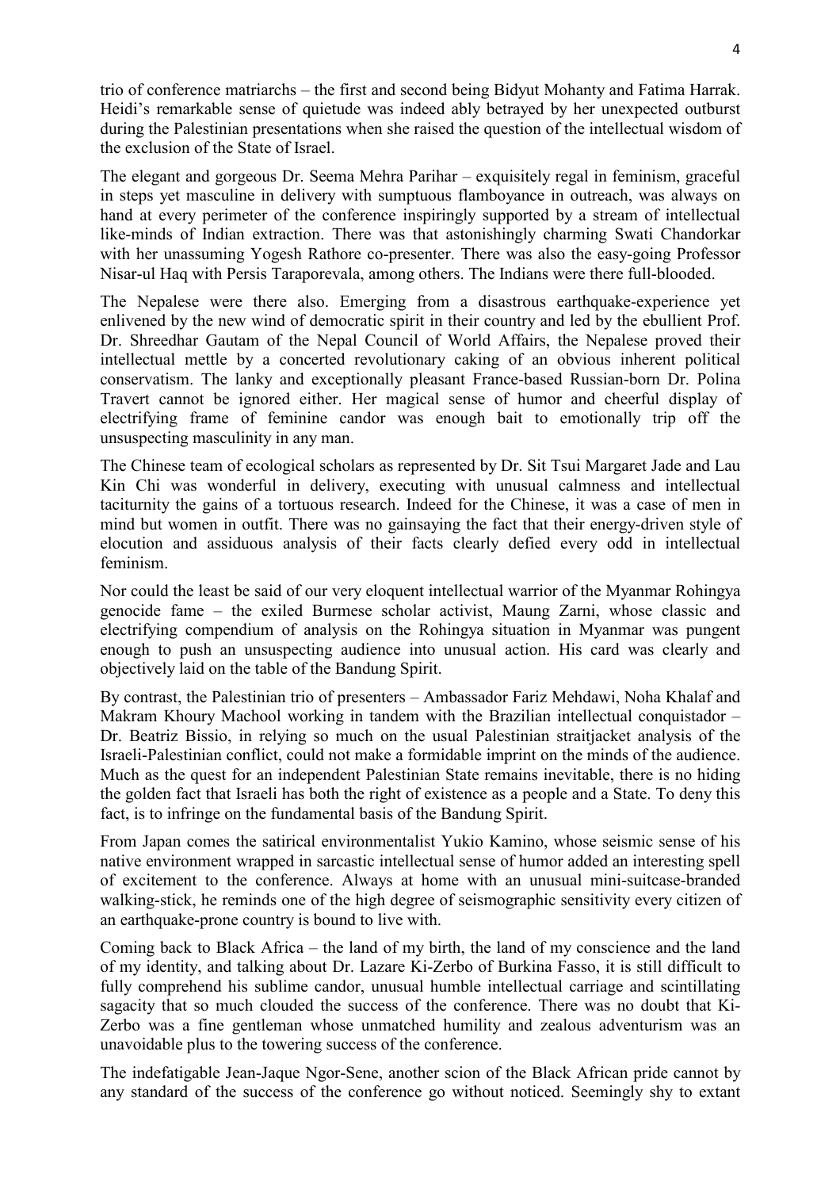trio of conference matriarchs – the first and second being Bidyut Mohanty and Fatima Harrak. Heidi's remarkable sense of quietude was indeed ably betrayed by her unexpected outburst during the Palestinian presentations when she raised the question of the intellectual wisdom of the exclusion of the State of Israel.

The elegant and gorgeous Dr. Seema Mehra Parihar – exquisitely regal in feminism, graceful in steps yet masculine in delivery with sumptuous flamboyance in outreach, was always on hand at every perimeter of the conference inspiringly supported by a stream of intellectual like-minds of Indian extraction. There was that astonishingly charming Swati Chandorkar with her unassuming Yogesh Rathore co-presenter. There was also the easy-going Professor Nisar-ul Haq with Persis Taraporevala, among others. The Indians were there full-blooded.

The Nepalese were there also. Emerging from a disastrous earthquake-experience yet enlivened by the new wind of democratic spirit in their country and led by the ebullient Prof. Dr. Shreedhar Gautam of the Nepal Council of World Affairs, the Nepalese proved their intellectual mettle by a concerted revolutionary caking of an obvious inherent political conservatism. The lanky and exceptionally pleasant France-based Russian-born Dr. Polina Travert cannot be ignored either. Her magical sense of humor and cheerful display of electrifying frame of feminine candor was enough bait to emotionally trip off the unsuspecting masculinity in any man.

The Chinese team of ecological scholars as represented by Dr. Sit Tsui Margaret Jade and Lau Kin Chi was wonderful in delivery, executing with unusual calmness and intellectual taciturnity the gains of a tortuous research. Indeed for the Chinese, it was a case of men in mind but women in outfit. There was no gainsaying the fact that their energy-driven style of elocution and assiduous analysis of their facts clearly defied every odd in intellectual feminism.

Nor could the least be said of our very eloquent intellectual warrior of the Myanmar Rohingya genocide fame – the exiled Burmese scholar activist, Maung Zarni, whose classic and electrifying compendium of analysis on the Rohingya situation in Myanmar was pungent enough to push an unsuspecting audience into unusual action. His card was clearly and objectively laid on the table of the Bandung Spirit.

By contrast, the Palestinian trio of presenters – Ambassador Fariz Mehdawi, Noha Khalaf and Makram Khoury Machool working in tandem with the Brazilian intellectual conquistador – Dr. Beatriz Bissio, in relying so much on the usual Palestinian straitjacket analysis of the Israeli-Palestinian conflict, could not make a formidable imprint on the minds of the audience. Much as the quest for an independent Palestinian State remains inevitable, there is no hiding the golden fact that Israeli has both the right of existence as a people and a State. To deny this fact, is to infringe on the fundamental basis of the Bandung Spirit.

From Japan comes the satirical environmentalist Yukio Kamino, whose seismic sense of his native environment wrapped in sarcastic intellectual sense of humor added an interesting spell of excitement to the conference. Always at home with an unusual mini-suitcase-branded walking-stick, he reminds one of the high degree of seismographic sensitivity every citizen of an earthquake-prone country is bound to live with.

Coming back to Black Africa – the land of my birth, the land of my conscience and the land of my identity, and talking about Dr. Lazare Ki-Zerbo of Burkina Fasso, it is still difficult to fully comprehend his sublime candor, unusual humble intellectual carriage and scintillating sagacity that so much clouded the success of the conference. There was no doubt that Ki-Zerbo was a fine gentleman whose unmatched humility and zealous adventurism was an unavoidable plus to the towering success of the conference.

The indefatigable Jean-Jaque Ngor-Sene, another scion of the Black African pride cannot by any standard of the success of the conference go without noticed. Seemingly shy to extant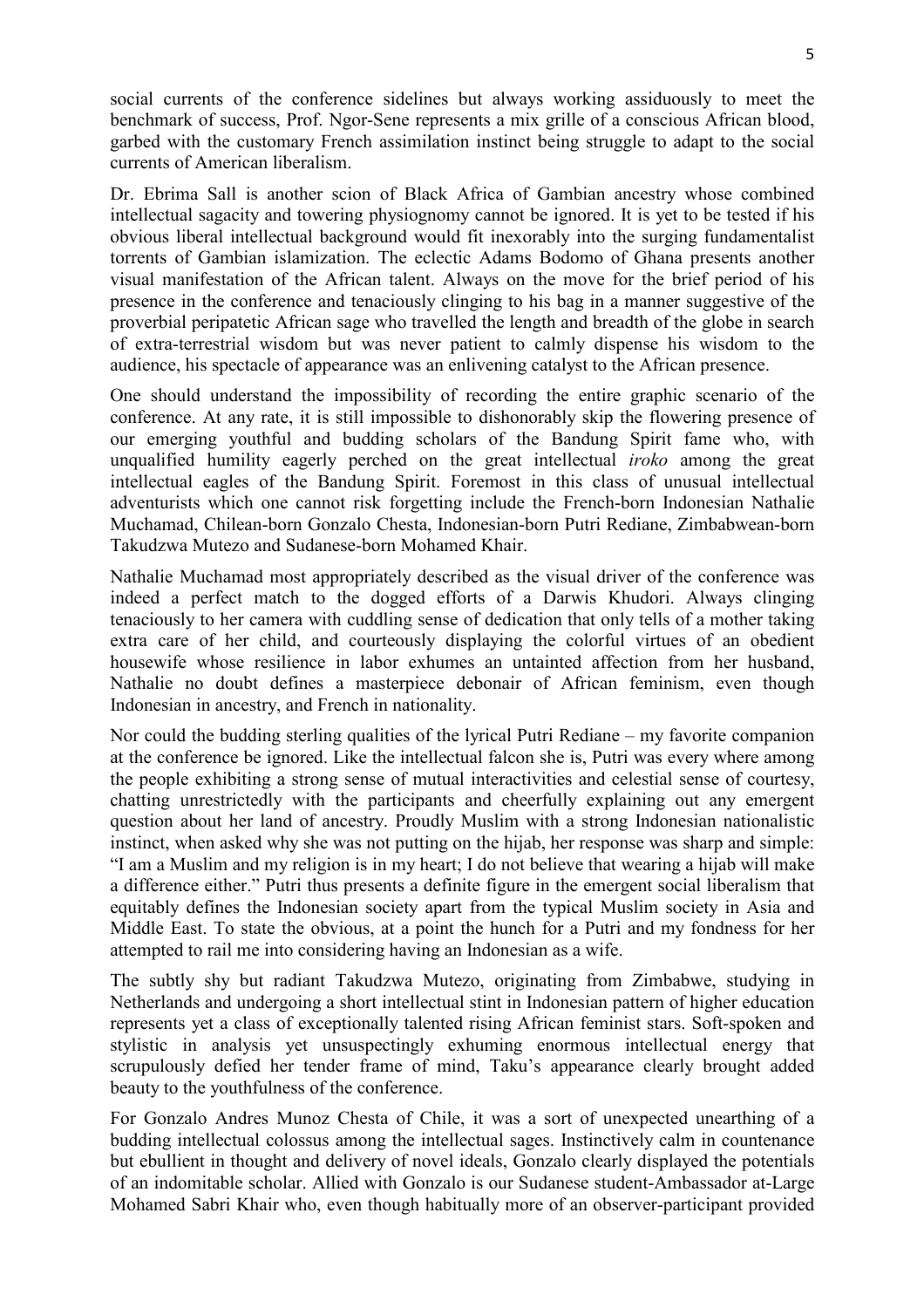social currents of the conference sidelines but always working assiduously to meet the benchmark of success, Prof. Ngor-Sene represents a mix grille of a conscious African blood, garbed with the customary French assimilation instinct being struggle to adapt to the social currents of American liberalism.

Dr. Ebrima Sall is another scion of Black Africa of Gambian ancestry whose combined intellectual sagacity and towering physiognomy cannot be ignored. It is yet to be tested if his obvious liberal intellectual background would fit inexorably into the surging fundamentalist torrents of Gambian islamization. The eclectic Adams Bodomo of Ghana presents another visual manifestation of the African talent. Always on the move for the brief period of his presence in the conference and tenaciously clinging to his bag in a manner suggestive of the proverbial peripatetic African sage who travelled the length and breadth of the globe in search of extra-terrestrial wisdom but was never patient to calmly dispense his wisdom to the audience, his spectacle of appearance was an enlivening catalyst to the African presence.

One should understand the impossibility of recording the entire graphic scenario of the conference. At any rate, it is still impossible to dishonorably skip the flowering presence of our emerging youthful and budding scholars of the Bandung Spirit fame who, with unqualified humility eagerly perched on the great intellectual *iroko* among the great intellectual eagles of the Bandung Spirit. Foremost in this class of unusual intellectual adventurists which one cannot risk forgetting include the French-born Indonesian Nathalie Muchamad, Chilean-born Gonzalo Chesta, Indonesian-born Putri Rediane, Zimbabwean-born Takudzwa Mutezo and Sudanese-born Mohamed Khair.

Nathalie Muchamad most appropriately described as the visual driver of the conference was indeed a perfect match to the dogged efforts of a Darwis Khudori. Always clinging tenaciously to her camera with cuddling sense of dedication that only tells of a mother taking extra care of her child, and courteously displaying the colorful virtues of an obedient housewife whose resilience in labor exhumes an untainted affection from her husband, Nathalie no doubt defines a masterpiece debonair of African feminism, even though Indonesian in ancestry, and French in nationality.

Nor could the budding sterling qualities of the lyrical Putri Rediane – my favorite companion at the conference be ignored. Like the intellectual falcon she is, Putri was every where among the people exhibiting a strong sense of mutual interactivities and celestial sense of courtesy, chatting unrestrictedly with the participants and cheerfully explaining out any emergent question about her land of ancestry. Proudly Muslim with a strong Indonesian nationalistic instinct, when asked why she was not putting on the hijab, her response was sharp and simple: "I am a Muslim and my religion is in my heart; I do not believe that wearing a hijab will make a difference either." Putri thus presents a definite figure in the emergent social liberalism that equitably defines the Indonesian society apart from the typical Muslim society in Asia and Middle East. To state the obvious, at a point the hunch for a Putri and my fondness for her attempted to rail me into considering having an Indonesian as a wife.

The subtly shy but radiant Takudzwa Mutezo, originating from Zimbabwe, studying in Netherlands and undergoing a short intellectual stint in Indonesian pattern of higher education represents yet a class of exceptionally talented rising African feminist stars. Soft-spoken and stylistic in analysis yet unsuspectingly exhuming enormous intellectual energy that scrupulously defied her tender frame of mind, Taku's appearance clearly brought added beauty to the youthfulness of the conference.

For Gonzalo Andres Munoz Chesta of Chile, it was a sort of unexpected unearthing of a budding intellectual colossus among the intellectual sages. Instinctively calm in countenance but ebullient in thought and delivery of novel ideals, Gonzalo clearly displayed the potentials of an indomitable scholar. Allied with Gonzalo is our Sudanese student-Ambassador at-Large Mohamed Sabri Khair who, even though habitually more of an observer-participant provided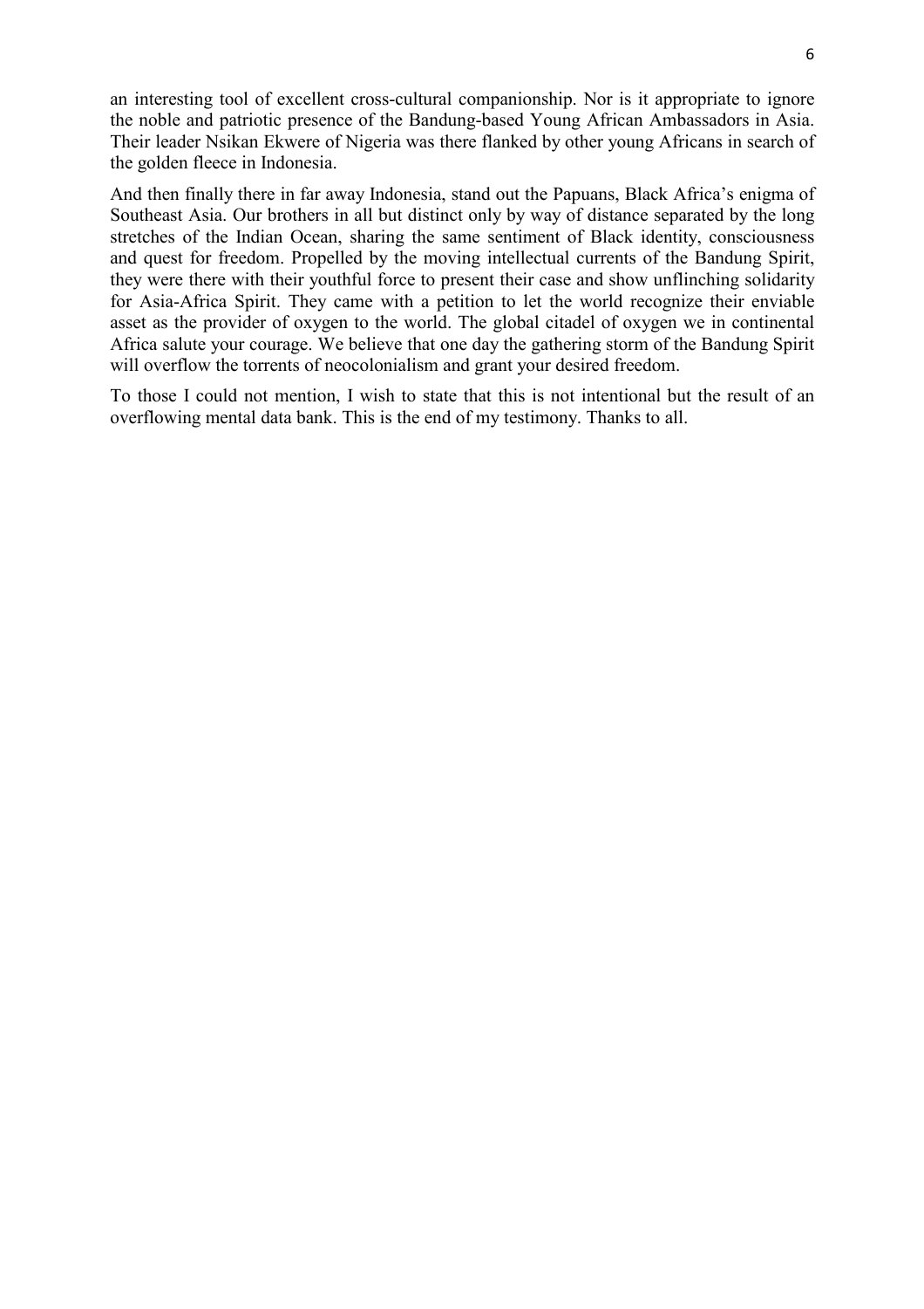an interesting tool of excellent cross-cultural companionship. Nor is it appropriate to ignore the noble and patriotic presence of the Bandung-based Young African Ambassadors in Asia. Their leader Nsikan Ekwere of Nigeria was there flanked by other young Africans in search of the golden fleece in Indonesia.

And then finally there in far away Indonesia, stand out the Papuans, Black Africa's enigma of Southeast Asia. Our brothers in all but distinct only by way of distance separated by the long stretches of the Indian Ocean, sharing the same sentiment of Black identity, consciousness and quest for freedom. Propelled by the moving intellectual currents of the Bandung Spirit, they were there with their youthful force to present their case and show unflinching solidarity for Asia-Africa Spirit. They came with a petition to let the world recognize their enviable asset as the provider of oxygen to the world. The global citadel of oxygen we in continental Africa salute your courage. We believe that one day the gathering storm of the Bandung Spirit will overflow the torrents of neocolonialism and grant your desired freedom.

To those I could not mention, I wish to state that this is not intentional but the result of an overflowing mental data bank. This is the end of my testimony. Thanks to all.